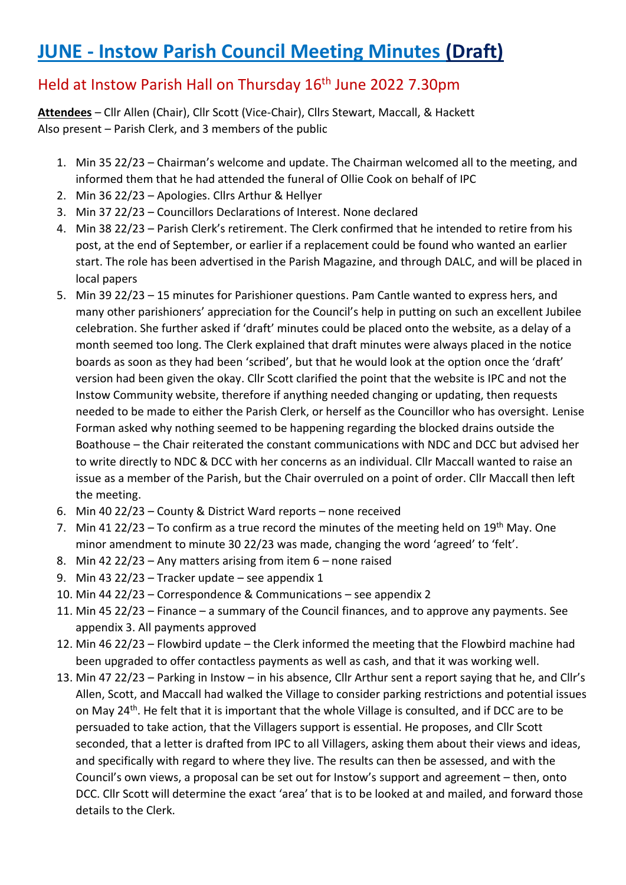# JUNE - Instow Parish Council Meeting Minutes (Draft)

## Held at Instow Parish Hall on Thursday 16th June 2022 7.30pm

**Attendees** – Cllr Allen (Chair), Cllr Scott (Vice-Chair), Cllrs Stewart, Maccall, & Hackett
Also present – Parish Clerk, and 3 members of the public

1. Min 35 22/23 – Chairman's welcome and update. The Chairman welcomed all to the meeting, and informed them that he had attended the funeral of Ollie Cook on behalf of IPC
2. Min 36 22/23 – Apologies. Cllrs Arthur & Hellyer
3. Min 37 22/23 – Councillors Declarations of Interest. None declared
4. Min 38 22/23 – Parish Clerk's retirement. The Clerk confirmed that he intended to retire from his post, at the end of September, or earlier if a replacement could be found who wanted an earlier start. The role has been advertised in the Parish Magazine, and through DALC, and will be placed in local papers
5. Min 39 22/23 – 15 minutes for Parishioner questions. Pam Cantle wanted to express hers, and many other parishioners' appreciation for the Council's help in putting on such an excellent Jubilee celebration. She further asked if 'draft' minutes could be placed onto the website, as a delay of a month seemed too long. The Clerk explained that draft minutes were always placed in the notice boards as soon as they had been 'scribed', but that he would look at the option once the 'draft' version had been given the okay. Cllr Scott clarified the point that the website is IPC and not the Instow Community website, therefore if anything needed changing or updating, then requests needed to be made to either the Parish Clerk, or herself as the Councillor who has oversight. Lenise Forman asked why nothing seemed to be happening regarding the blocked drains outside the Boathouse – the Chair reiterated the constant communications with NDC and DCC but advised her to write directly to NDC & DCC with her concerns as an individual. Cllr Maccall wanted to raise an issue as a member of the Parish, but the Chair overruled on a point of order. Cllr Maccall then left the meeting.
6. Min 40 22/23 – County & District Ward reports – none received
7. Min 41 22/23 – To confirm as a true record the minutes of the meeting held on 19th May. One minor amendment to minute 30 22/23 was made, changing the word 'agreed' to 'felt'.
8. Min 42 22/23 – Any matters arising from item 6 – none raised
9. Min 43 22/23 – Tracker update – see appendix 1
10. Min 44 22/23 – Correspondence & Communications – see appendix 2
11. Min 45 22/23 – Finance – a summary of the Council finances, and to approve any payments. See appendix 3. All payments approved
12. Min 46 22/23 – Flowbird update – the Clerk informed the meeting that the Flowbird machine had been upgraded to offer contactless payments as well as cash, and that it was working well.
13. Min 47 22/23 – Parking in Instow – in his absence, Cllr Arthur sent a report saying that he, and Cllr's Allen, Scott, and Maccall had walked the Village to consider parking restrictions and potential issues on May 24th. He felt that it is important that the whole Village is consulted, and if DCC are to be persuaded to take action, that the Villagers support is essential. He proposes, and Cllr Scott seconded, that a letter is drafted from IPC to all Villagers, asking them about their views and ideas, and specifically with regard to where they live. The results can then be assessed, and with the Council's own views, a proposal can be set out for Instow's support and agreement – then, onto DCC. Cllr Scott will determine the exact 'area' that is to be looked at and mailed, and forward those details to the Clerk.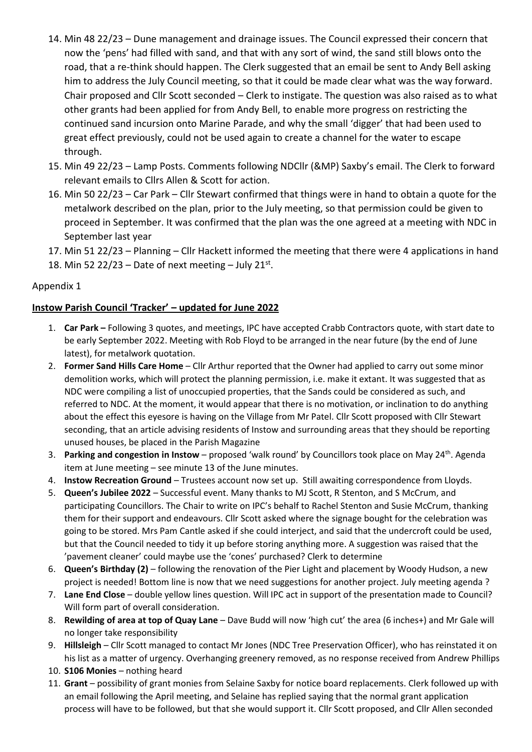14. Min 48 22/23 – Dune management and drainage issues. The Council expressed their concern that now the 'pens' had filled with sand, and that with any sort of wind, the sand still blows onto the road, that a re-think should happen. The Clerk suggested that an email be sent to Andy Bell asking him to address the July Council meeting, so that it could be made clear what was the way forward. Chair proposed and Cllr Scott seconded – Clerk to instigate. The question was also raised as to what other grants had been applied for from Andy Bell, to enable more progress on restricting the continued sand incursion onto Marine Parade, and why the small 'digger' that had been used to great effect previously, could not be used again to create a channel for the water to escape through.
15. Min 49 22/23 – Lamp Posts. Comments following NDCllr (&MP) Saxby's email. The Clerk to forward relevant emails to Cllrs Allen & Scott for action.
16. Min 50 22/23 – Car Park – Cllr Stewart confirmed that things were in hand to obtain a quote for the metalwork described on the plan, prior to the July meeting, so that permission could be given to proceed in September. It was confirmed that the plan was the one agreed at a meeting with NDC in September last year
17. Min 51 22/23 – Planning – Cllr Hackett informed the meeting that there were 4 applications in hand
18. Min 52 22/23 – Date of next meeting – July 21st.

Appendix 1

**Instow Parish Council 'Tracker' – updated for June 2022**

1. **Car Park –** Following 3 quotes, and meetings, IPC have accepted Crabb Contractors quote, with start date to be early September 2022. Meeting with Rob Floyd to be arranged in the near future (by the end of June latest), for metalwork quotation.
2. **Former Sand Hills Care Home** – Cllr Arthur reported that the Owner had applied to carry out some minor demolition works, which will protect the planning permission, i.e. make it extant. It was suggested that as NDC were compiling a list of unoccupied properties, that the Sands could be considered as such, and referred to NDC. At the moment, it would appear that there is no motivation, or inclination to do anything about the effect this eyesore is having on the Village from Mr Patel. Cllr Scott proposed with Cllr Stewart seconding, that an article advising residents of Instow and surrounding areas that they should be reporting unused houses, be placed in the Parish Magazine
3. **Parking and congestion in Instow** – proposed 'walk round' by Councillors took place on May 24th. Agenda item at June meeting – see minute 13 of the June minutes.
4. **Instow Recreation Ground** – Trustees account now set up. Still awaiting correspondence from Lloyds.
5. **Queen's Jubilee 2022** – Successful event. Many thanks to MJ Scott, R Stenton, and S McCrum, and participating Councillors. The Chair to write on IPC's behalf to Rachel Stenton and Susie McCrum, thanking them for their support and endeavours. Cllr Scott asked where the signage bought for the celebration was going to be stored. Mrs Pam Cantle asked if she could interject, and said that the undercroft could be used, but that the Council needed to tidy it up before storing anything more. A suggestion was raised that the 'pavement cleaner' could maybe use the 'cones' purchased? Clerk to determine
6. **Queen's Birthday (2)** – following the renovation of the Pier Light and placement by Woody Hudson, a new project is needed! Bottom line is now that we need suggestions for another project. July meeting agenda ?
7. **Lane End Close** – double yellow lines question. Will IPC act in support of the presentation made to Council? Will form part of overall consideration.
8. **Rewilding of area at top of Quay Lane** – Dave Budd will now 'high cut' the area (6 inches+) and Mr Gale will no longer take responsibility
9. **Hillsleigh** – Cllr Scott managed to contact Mr Jones (NDC Tree Preservation Officer), who has reinstated it on his list as a matter of urgency. Overhanging greenery removed, as no response received from Andrew Phillips
10. **S106 Monies** – nothing heard
11. **Grant** – possibility of grant monies from Selaine Saxby for notice board replacements. Clerk followed up with an email following the April meeting, and Selaine has replied saying that the normal grant application process will have to be followed, but that she would support it. Cllr Scott proposed, and Cllr Allen seconded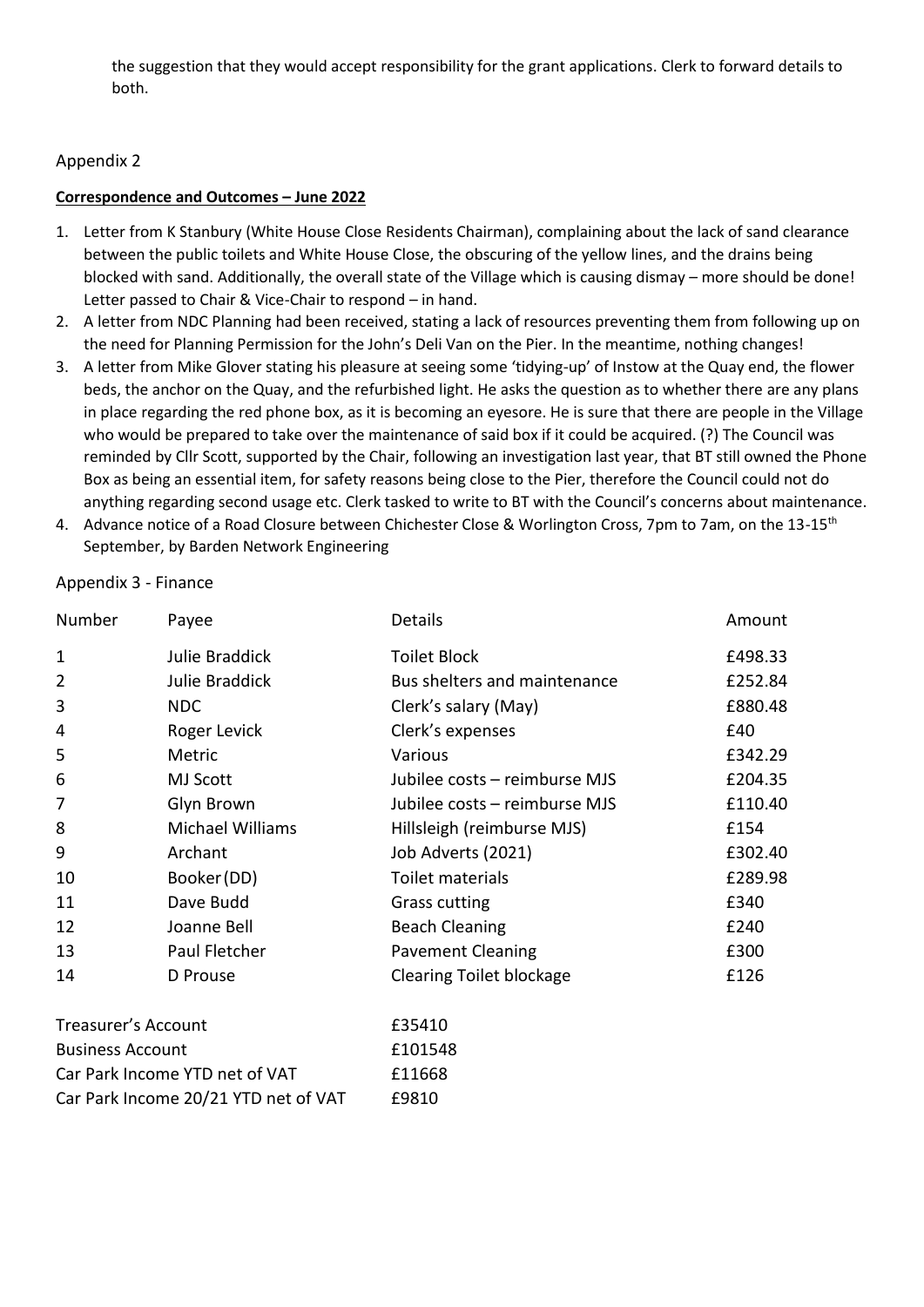the suggestion that they would accept responsibility for the grant applications. Clerk to forward details to both.

## Appendix 2

**Correspondence and Outcomes – June 2022**

1. Letter from K Stanbury (White House Close Residents Chairman), complaining about the lack of sand clearance between the public toilets and White House Close, the obscuring of the yellow lines, and the drains being blocked with sand. Additionally, the overall state of the Village which is causing dismay – more should be done! Letter passed to Chair & Vice-Chair to respond – in hand.
2. A letter from NDC Planning had been received, stating a lack of resources preventing them from following up on the need for Planning Permission for the John's Deli Van on the Pier. In the meantime, nothing changes!
3. A letter from Mike Glover stating his pleasure at seeing some 'tidying-up' of Instow at the Quay end, the flower beds, the anchor on the Quay, and the refurbished light. He asks the question as to whether there are any plans in place regarding the red phone box, as it is becoming an eyesore. He is sure that there are people in the Village who would be prepared to take over the maintenance of said box if it could be acquired. (?) The Council was reminded by Cllr Scott, supported by the Chair, following an investigation last year, that BT still owned the Phone Box as being an essential item, for safety reasons being close to the Pier, therefore the Council could not do anything regarding second usage etc. Clerk tasked to write to BT with the Council's concerns about maintenance.
4. Advance notice of a Road Closure between Chichester Close & Worlington Cross, 7pm to 7am, on the 13-15th September, by Barden Network Engineering

## Appendix 3 - Finance

| Number | Payee | Details | Amount |
|---|---|---|---|
| 1 | Julie Braddick | Toilet Block | £498.33 |
| 2 | Julie Braddick | Bus shelters and maintenance | £252.84 |
| 3 | NDC | Clerk's salary (May) | £880.48 |
| 4 | Roger Levick | Clerk's expenses | £40 |
| 5 | Metric | Various | £342.29 |
| 6 | MJ Scott | Jubilee costs – reimburse MJS | £204.35 |
| 7 | Glyn Brown | Jubilee costs – reimburse MJS | £110.40 |
| 8 | Michael Williams | Hillsleigh (reimburse MJS) | £154 |
| 9 | Archant | Job Adverts (2021) | £302.40 |
| 10 | Booker (DD) | Toilet materials | £289.98 |
| 11 | Dave Budd | Grass cutting | £340 |
| 12 | Joanne Bell | Beach Cleaning | £240 |
| 13 | Paul Fletcher | Pavement Cleaning | £300 |
| 14 | D Prouse | Clearing Toilet blockage | £126 |

| | |
|---|---|
| Treasurer's Account | £35410 |
| Business Account | £101548 |
| Car Park Income YTD net of VAT | £11668 |
| Car Park Income 20/21 YTD net of VAT | £9810 |